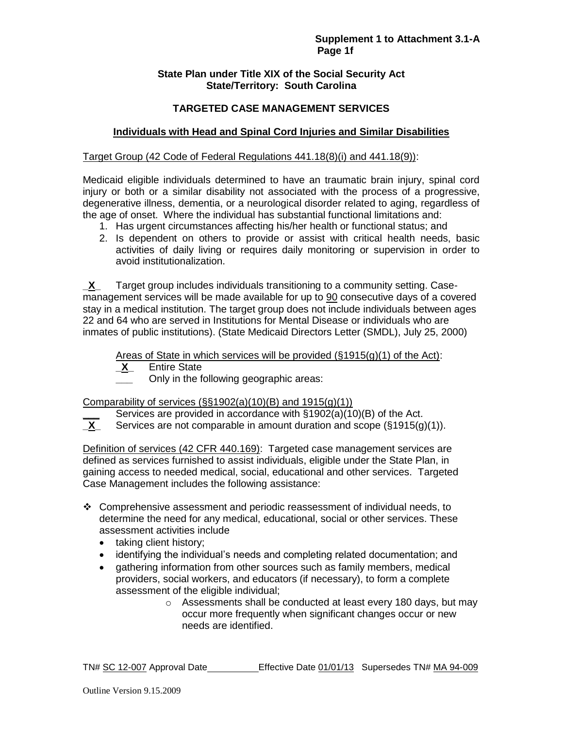**Supplement 1 to Attachment 3.1-A**
**Page 1f**

**State Plan under Title XIX of the Social Security Act**
**State/Territory: South Carolina**

## TARGETED CASE MANAGEMENT SERVICES

### Individuals with Head and Spinal Cord Injuries and Similar Disabilities

Target Group (42 Code of Federal Regulations 441.18(8)(i) and 441.18(9)):

Medicaid eligible individuals determined to have an traumatic brain injury, spinal cord injury or both or a similar disability not associated with the process of a progressive, degenerative illness, dementia, or a neurological disorder related to aging, regardless of the age of onset. Where the individual has substantial functional limitations and:

1. Has urgent circumstances affecting his/her health or functional status; and
2. Is dependent on others to provide or assist with critical health needs, basic activities of daily living or requires daily monitoring or supervision in order to avoid institutionalization.

_**X**_ Target group includes individuals transitioning to a community setting. Case-management services will be made available for up to 90 consecutive days of a covered stay in a medical institution. The target group does not include individuals between ages 22 and 64 who are served in Institutions for Mental Disease or individuals who are inmates of public institutions). (State Medicaid Directors Letter (SMDL), July 25, 2000)

Areas of State in which services will be provided (§1915(g)(1) of the Act):

_**X**_ Entire State

___ Only in the following geographic areas:

Comparability of services (§§1902(a)(10)(B) and 1915(g)(1))

___ Services are provided in accordance with §1902(a)(10)(B) of the Act.

_**X**_ Services are not comparable in amount duration and scope (§1915(g)(1)).

Definition of services (42 CFR 440.169): Targeted case management services are defined as services furnished to assist individuals, eligible under the State Plan, in gaining access to needed medical, social, educational and other services. Targeted Case Management includes the following assistance:

- Comprehensive assessment and periodic reassessment of individual needs, to determine the need for any medical, educational, social or other services. These assessment activities include
  - taking client history;
  - identifying the individual's needs and completing related documentation; and
  - gathering information from other sources such as family members, medical providers, social workers, and educators (if necessary), to form a complete assessment of the eligible individual;
    - Assessments shall be conducted at least every 180 days, but may occur more frequently when significant changes occur or new needs are identified.

TN# SC 12-007 Approval Date __________ Effective Date 01/01/13 Supersedes TN# MA 94-009

Outline Version 9.15.2009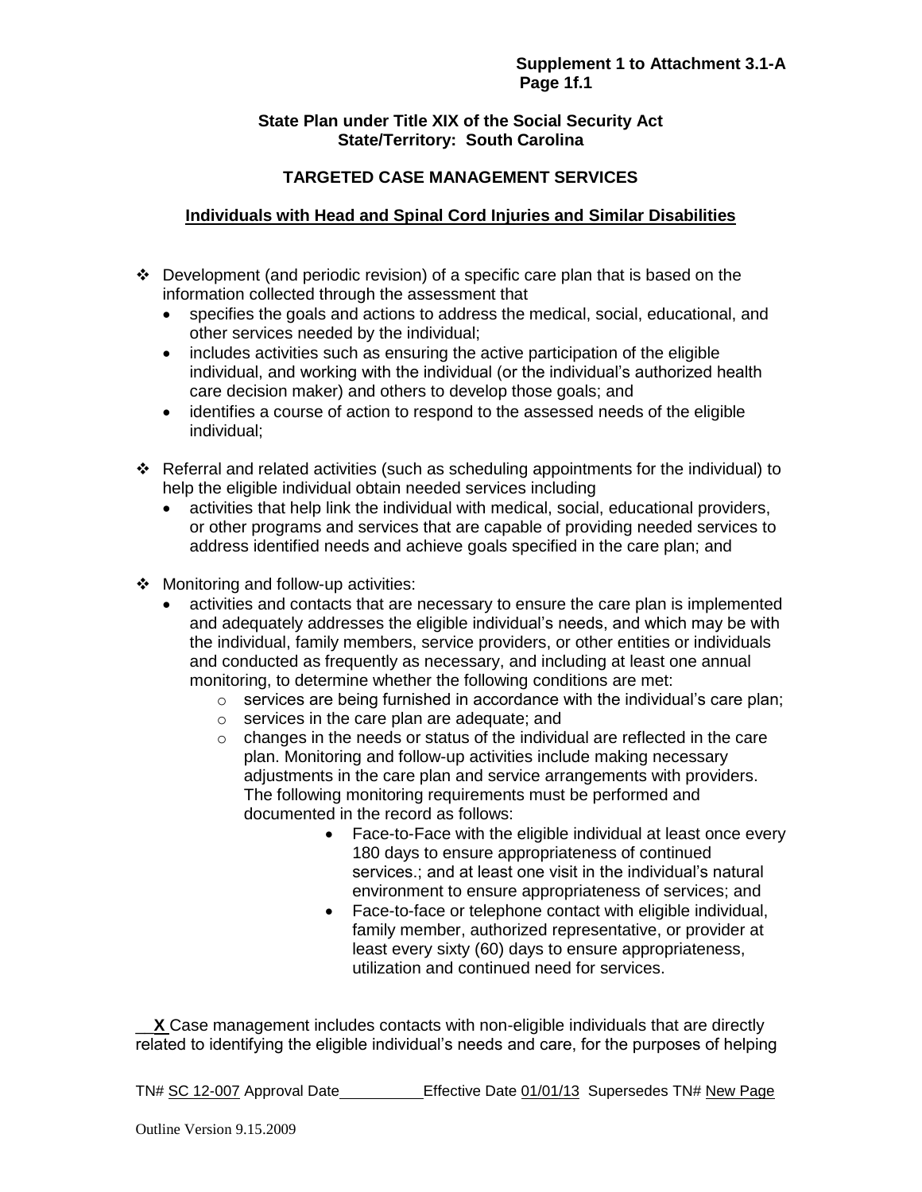**State Plan under Title XIX of the Social Security Act**
**State/Territory: South Carolina**

## TARGETED CASE MANAGEMENT SERVICES

### Individuals with Head and Spinal Cord Injuries and Similar Disabilities

- Development (and periodic revision) of a specific care plan that is based on the information collected through the assessment that
  - specifies the goals and actions to address the medical, social, educational, and other services needed by the individual;
  - includes activities such as ensuring the active participation of the eligible individual, and working with the individual (or the individual's authorized health care decision maker) and others to develop those goals; and
  - identifies a course of action to respond to the assessed needs of the eligible individual;

- Referral and related activities (such as scheduling appointments for the individual) to help the eligible individual obtain needed services including
  - activities that help link the individual with medical, social, educational providers, or other programs and services that are capable of providing needed services to address identified needs and achieve goals specified in the care plan; and

- Monitoring and follow-up activities:
  - activities and contacts that are necessary to ensure the care plan is implemented and adequately addresses the eligible individual's needs, and which may be with the individual, family members, service providers, or other entities or individuals and conducted as frequently as necessary, and including at least one annual monitoring, to determine whether the following conditions are met:
    - services are being furnished in accordance with the individual's care plan;
    - services in the care plan are adequate; and
    - changes in the needs or status of the individual are reflected in the care plan. Monitoring and follow-up activities include making necessary adjustments in the care plan and service arrangements with providers. The following monitoring requirements must be performed and documented in the record as follows:
      - Face-to-Face with the eligible individual at least once every 180 days to ensure appropriateness of continued services.; and at least one visit in the individual's natural environment to ensure appropriateness of services; and
      - Face-to-face or telephone contact with eligible individual, family member, authorized representative, or provider at least every sixty (60) days to ensure appropriateness, utilization and continued need for services.

__X__ Case management includes contacts with non-eligible individuals that are directly related to identifying the eligible individual's needs and care, for the purposes of helping

TN# SC 12-007 Approval Date\_\_\_\_\_\_\_\_\_\_ Effective Date 01/01/13 Supersedes TN# New Page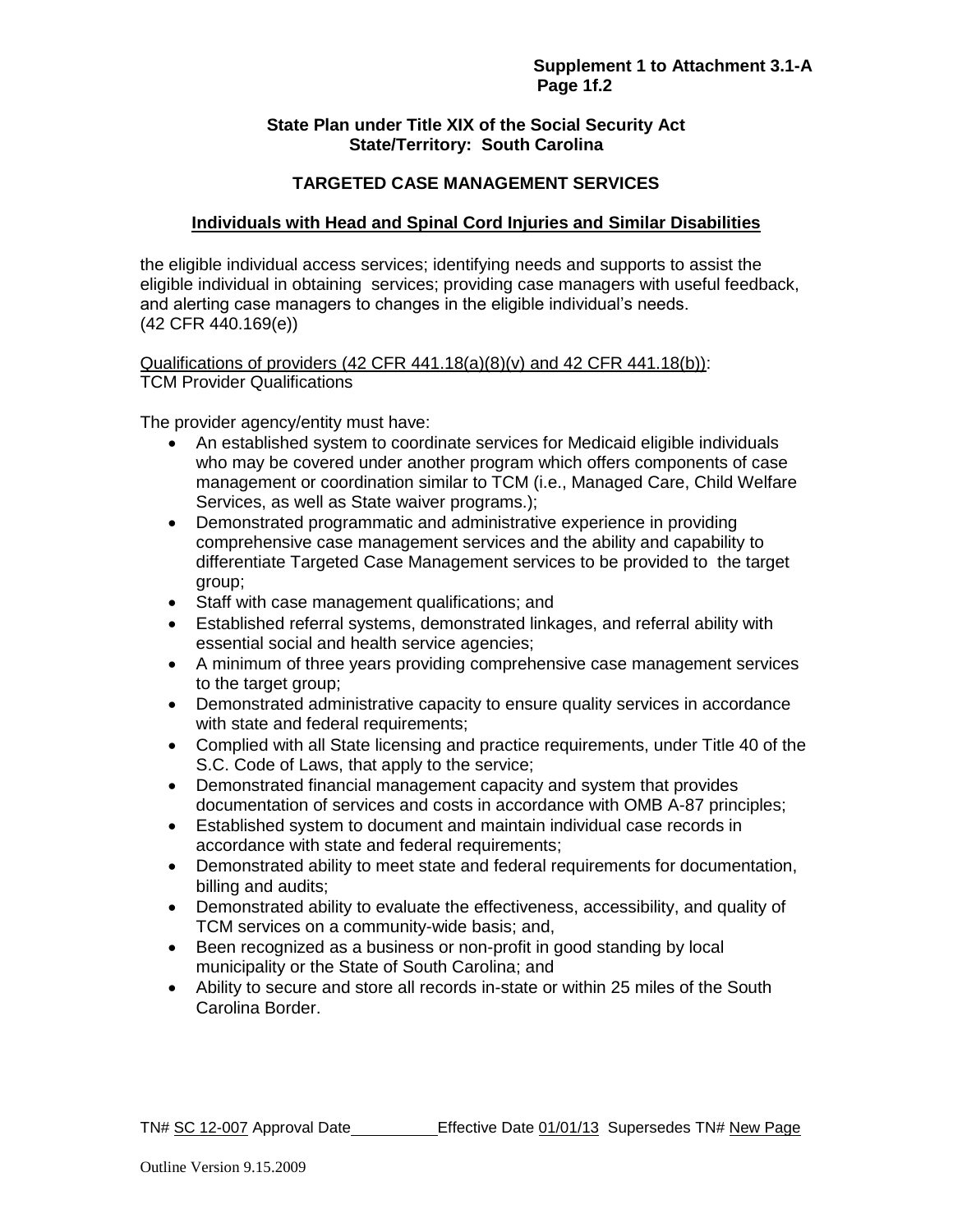**State Plan under Title XIX of the Social Security Act**
**State/Territory: South Carolina**

## TARGETED CASE MANAGEMENT SERVICES

### Individuals with Head and Spinal Cord Injuries and Similar Disabilities

the eligible individual access services; identifying needs and supports to assist the eligible individual in obtaining services; providing case managers with useful feedback, and alerting case managers to changes in the eligible individual's needs.
(42 CFR 440.169(e))

Qualifications of providers (42 CFR 441.18(a)(8)(v) and 42 CFR 441.18(b)):
TCM Provider Qualifications

The provider agency/entity must have:

- An established system to coordinate services for Medicaid eligible individuals who may be covered under another program which offers components of case management or coordination similar to TCM (i.e., Managed Care, Child Welfare Services, as well as State waiver programs.);
- Demonstrated programmatic and administrative experience in providing comprehensive case management services and the ability and capability to differentiate Targeted Case Management services to be provided to the target group;
- Staff with case management qualifications; and
- Established referral systems, demonstrated linkages, and referral ability with essential social and health service agencies;
- A minimum of three years providing comprehensive case management services to the target group;
- Demonstrated administrative capacity to ensure quality services in accordance with state and federal requirements;
- Complied with all State licensing and practice requirements, under Title 40 of the S.C. Code of Laws, that apply to the service;
- Demonstrated financial management capacity and system that provides documentation of services and costs in accordance with OMB A-87 principles;
- Established system to document and maintain individual case records in accordance with state and federal requirements;
- Demonstrated ability to meet state and federal requirements for documentation, billing and audits;
- Demonstrated ability to evaluate the effectiveness, accessibility, and quality of TCM services on a community-wide basis; and,
- Been recognized as a business or non-profit in good standing by local municipality or the State of South Carolina; and
- Ability to secure and store all records in-state or within 25 miles of the South Carolina Border.

TN# SC 12-007 Approval Date\_\_\_\_\_\_\_\_\_\_ Effective Date 01/01/13 Supersedes TN# New Page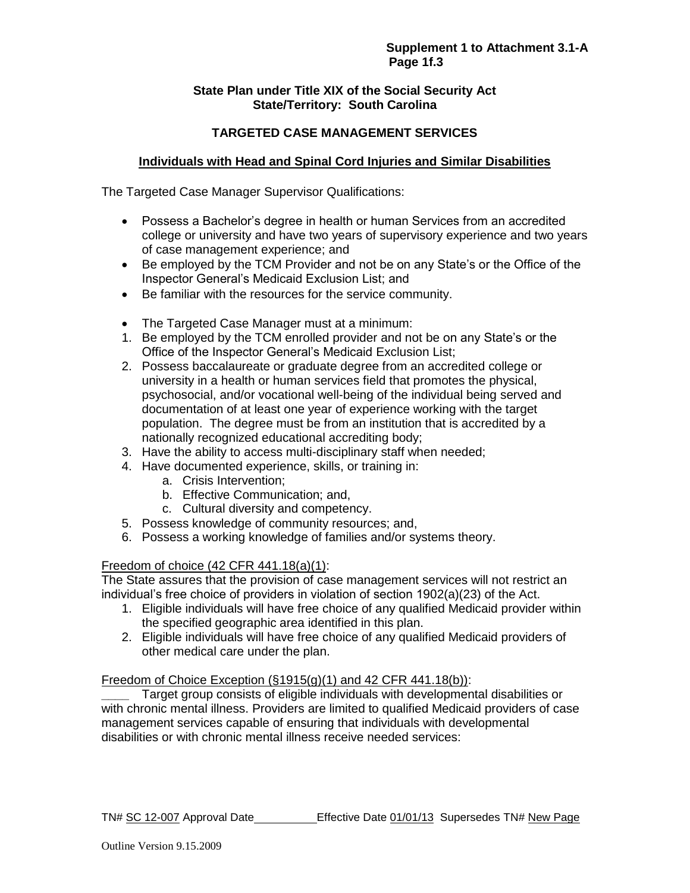**Supplement 1 to Attachment 3.1-A**
**Page 1f.3**

**State Plan under Title XIX of the Social Security Act**
**State/Territory: South Carolina**

## TARGETED CASE MANAGEMENT SERVICES

### Individuals with Head and Spinal Cord Injuries and Similar Disabilities

The Targeted Case Manager Supervisor Qualifications:

- Possess a Bachelor's degree in health or human Services from an accredited college or university and have two years of supervisory experience and two years of case management experience; and
- Be employed by the TCM Provider and not be on any State's or the Office of the Inspector General's Medicaid Exclusion List; and
- Be familiar with the resources for the service community.

- The Targeted Case Manager must at a minimum:

1. Be employed by the TCM enrolled provider and not be on any State's or the Office of the Inspector General's Medicaid Exclusion List;
2. Possess baccalaureate or graduate degree from an accredited college or university in a health or human services field that promotes the physical, psychosocial, and/or vocational well-being of the individual being served and documentation of at least one year of experience working with the target population. The degree must be from an institution that is accredited by a nationally recognized educational accrediting body;
3. Have the ability to access multi-disciplinary staff when needed;
4. Have documented experience, skills, or training in:
   a. Crisis Intervention;
   b. Effective Communication; and,
   c. Cultural diversity and competency.
5. Possess knowledge of community resources; and,
6. Possess a working knowledge of families and/or systems theory.

Freedom of choice (42 CFR 441.18(a)(1):

The State assures that the provision of case management services will not restrict an individual's free choice of providers in violation of section 1902(a)(23) of the Act.

1. Eligible individuals will have free choice of any qualified Medicaid provider within the specified geographic area identified in this plan.
2. Eligible individuals will have free choice of any qualified Medicaid providers of other medical care under the plan.

Freedom of Choice Exception (§1915(g)(1) and 42 CFR 441.18(b)):

____ Target group consists of eligible individuals with developmental disabilities or with chronic mental illness. Providers are limited to qualified Medicaid providers of case management services capable of ensuring that individuals with developmental disabilities or with chronic mental illness receive needed services:

TN# SC 12-007 Approval Date __________ Effective Date 01/01/13 Supersedes TN# New Page

Outline Version 9.15.2009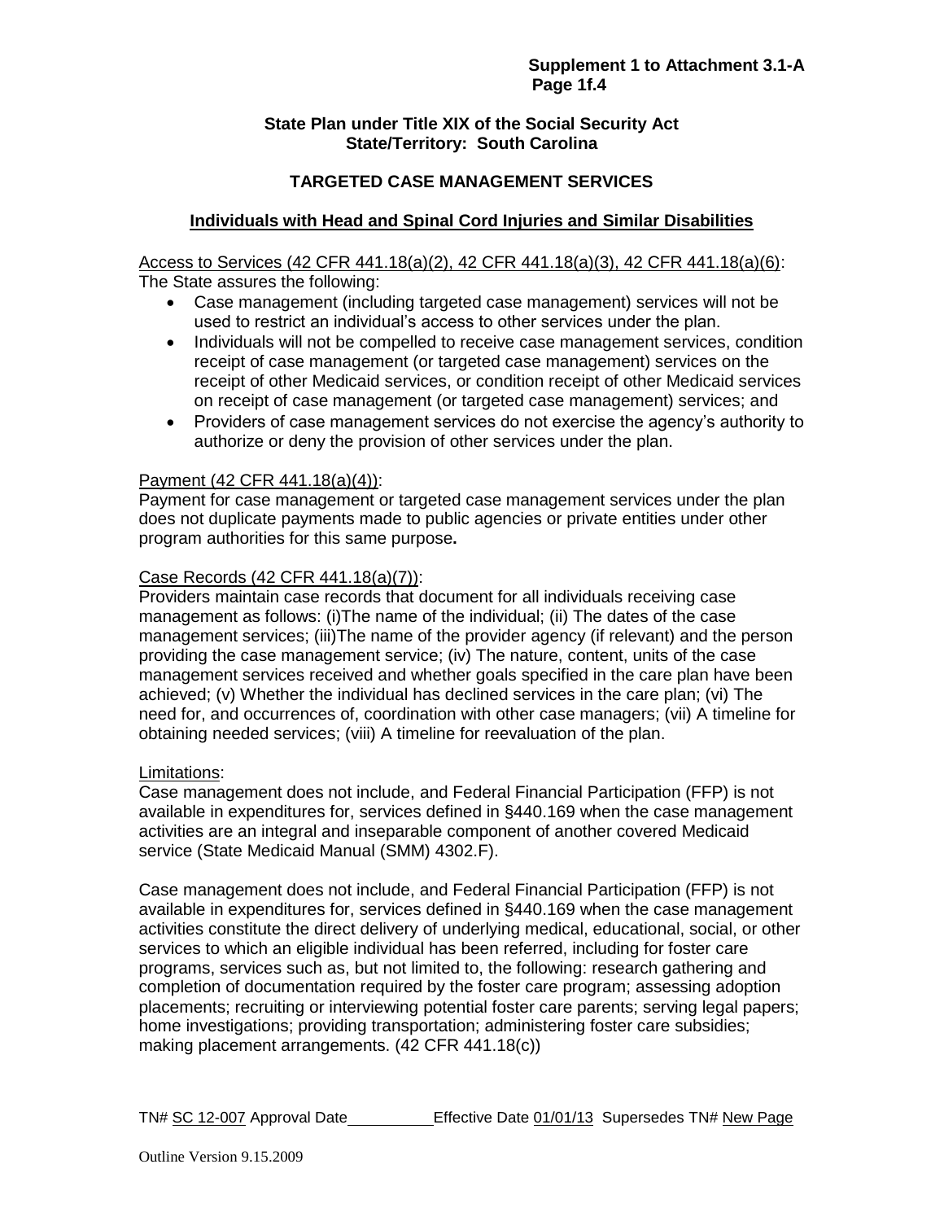**State Plan under Title XIX of the Social Security Act**
**State/Territory: South Carolina**

## TARGETED CASE MANAGEMENT SERVICES

### Individuals with Head and Spinal Cord Injuries and Similar Disabilities

Access to Services (42 CFR 441.18(a)(2), 42 CFR 441.18(a)(3), 42 CFR 441.18(a)(6):
The State assures the following:

- Case management (including targeted case management) services will not be used to restrict an individual's access to other services under the plan.
- Individuals will not be compelled to receive case management services, condition receipt of case management (or targeted case management) services on the receipt of other Medicaid services, or condition receipt of other Medicaid services on receipt of case management (or targeted case management) services; and
- Providers of case management services do not exercise the agency's authority to authorize or deny the provision of other services under the plan.

Payment (42 CFR 441.18(a)(4)):
Payment for case management or targeted case management services under the plan does not duplicate payments made to public agencies or private entities under other program authorities for this same purpose**.**

Case Records (42 CFR 441.18(a)(7)):
Providers maintain case records that document for all individuals receiving case management as follows: (i)The name of the individual; (ii) The dates of the case management services; (iii)The name of the provider agency (if relevant) and the person providing the case management service; (iv) The nature, content, units of the case management services received and whether goals specified in the care plan have been achieved; (v) Whether the individual has declined services in the care plan; (vi) The need for, and occurrences of, coordination with other case managers; (vii) A timeline for obtaining needed services; (viii) A timeline for reevaluation of the plan.

Limitations:
Case management does not include, and Federal Financial Participation (FFP) is not available in expenditures for, services defined in §440.169 when the case management activities are an integral and inseparable component of another covered Medicaid service (State Medicaid Manual (SMM) 4302.F).

Case management does not include, and Federal Financial Participation (FFP) is not available in expenditures for, services defined in §440.169 when the case management activities constitute the direct delivery of underlying medical, educational, social, or other services to which an eligible individual has been referred, including for foster care programs, services such as, but not limited to, the following: research gathering and completion of documentation required by the foster care program; assessing adoption placements; recruiting or interviewing potential foster care parents; serving legal papers; home investigations; providing transportation; administering foster care subsidies; making placement arrangements. (42 CFR 441.18(c))

TN# SC 12-007 Approval Date __________ Effective Date 01/01/13 Supersedes TN# New Page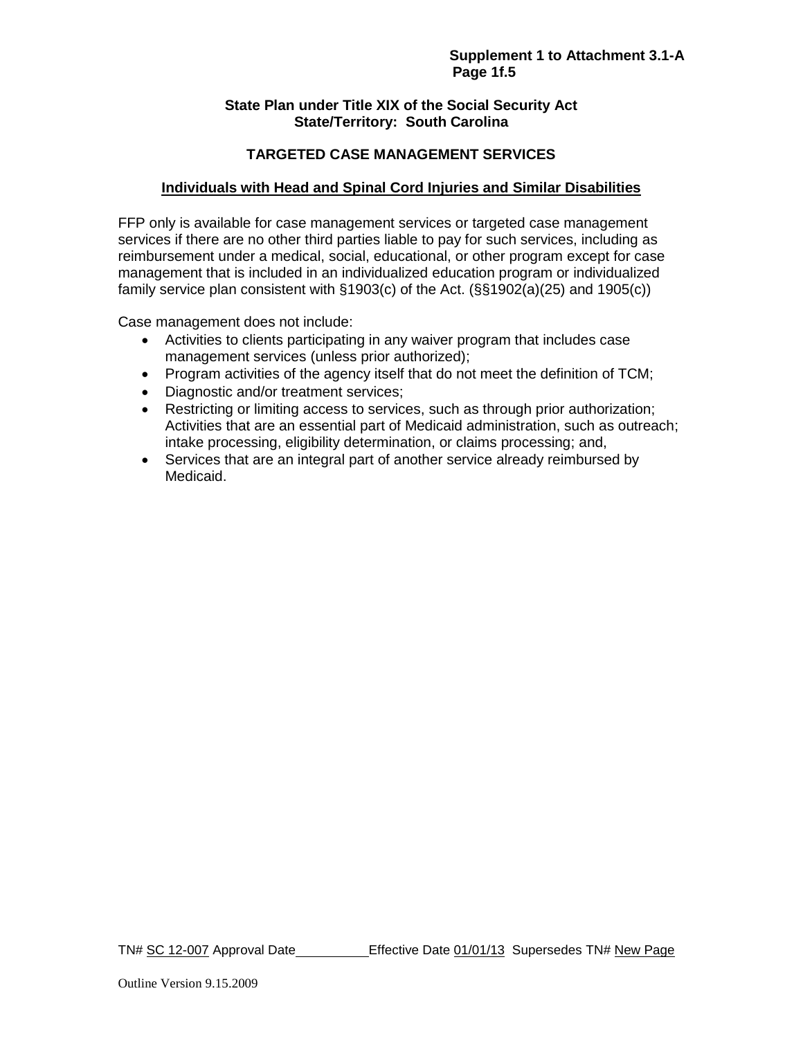**State Plan under Title XIX of the Social Security Act**
**State/Territory: South Carolina**

## TARGETED CASE MANAGEMENT SERVICES

### Individuals with Head and Spinal Cord Injuries and Similar Disabilities

FFP only is available for case management services or targeted case management services if there are no other third parties liable to pay for such services, including as reimbursement under a medical, social, educational, or other program except for case management that is included in an individualized education program or individualized family service plan consistent with §1903(c) of the Act. (§§1902(a)(25) and 1905(c))

Case management does not include:

- Activities to clients participating in any waiver program that includes case management services (unless prior authorized);
- Program activities of the agency itself that do not meet the definition of TCM;
- Diagnostic and/or treatment services;
- Restricting or limiting access to services, such as through prior authorization; Activities that are an essential part of Medicaid administration, such as outreach; intake processing, eligibility determination, or claims processing; and,
- Services that are an integral part of another service already reimbursed by Medicaid.

TN# SC 12-007 Approval Date \_\_\_\_\_\_\_\_\_\_ Effective Date 01/01/13 Supersedes TN# New Page